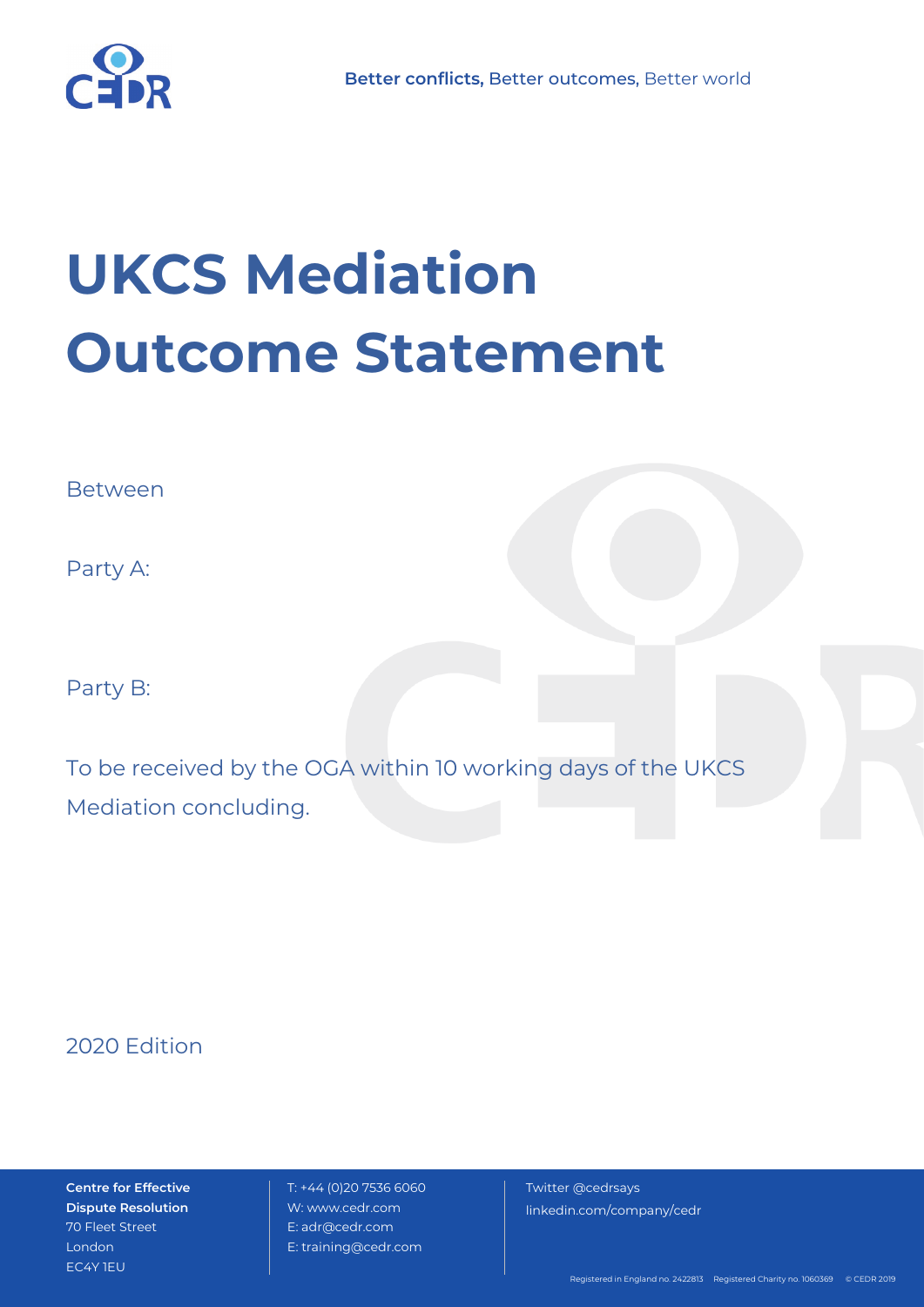Better conflicts, Better outcomes, Better world

# UKCS Mediation Outcome Statement

Between

Party A:

Party B:

To be received by the OGA within 10 working days of the UKCS Mediation concluding.

2020 Edition

**Centre for Effective Dispute Resolution**
70 Fleet Street
London
EC4Y 1EU

T: +44 (0)20 7536 6060
W: www.cedr.com
E: adr@cedr.com
E: training@cedr.com

Twitter @cedrsays
linkedin.com/company/cedr

Registered in England no. 2422813 Registered Charity no. 1060369 © CEDR 2019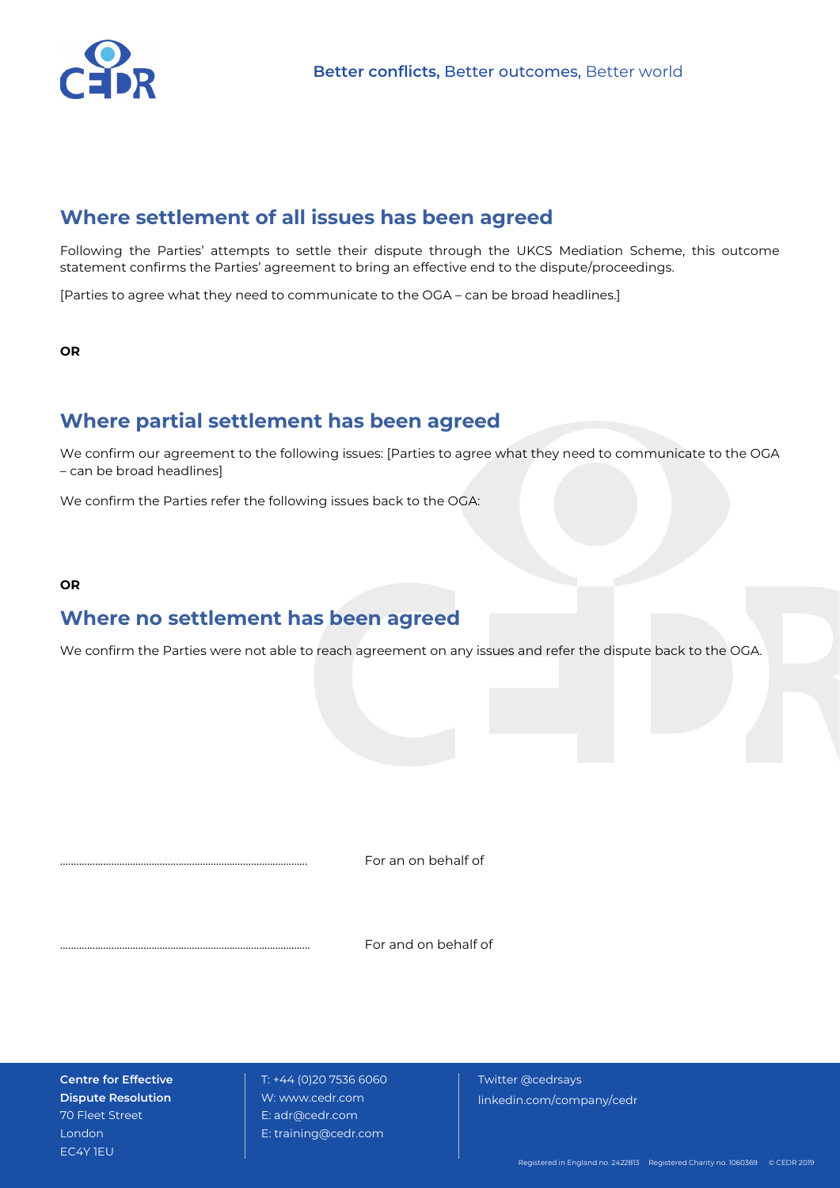## Where settlement of all issues has been agreed

Following the Parties' attempts to settle their dispute through the UKCS Mediation Scheme, this outcome statement confirms the Parties' agreement to bring an effective end to the dispute/proceedings.

[Parties to agree what they need to communicate to the OGA – can be broad headlines.]

**OR**

## Where partial settlement has been agreed

We confirm our agreement to the following issues: [Parties to agree what they need to communicate to the OGA – can be broad headlines]

We confirm the Parties refer the following issues back to the OGA:

**OR**

## Where no settlement has been agreed

We confirm the Parties were not able to reach agreement on any issues and refer the dispute back to the OGA.

.......................................................................................... For an on behalf of

.......................................................................................... For and on behalf of